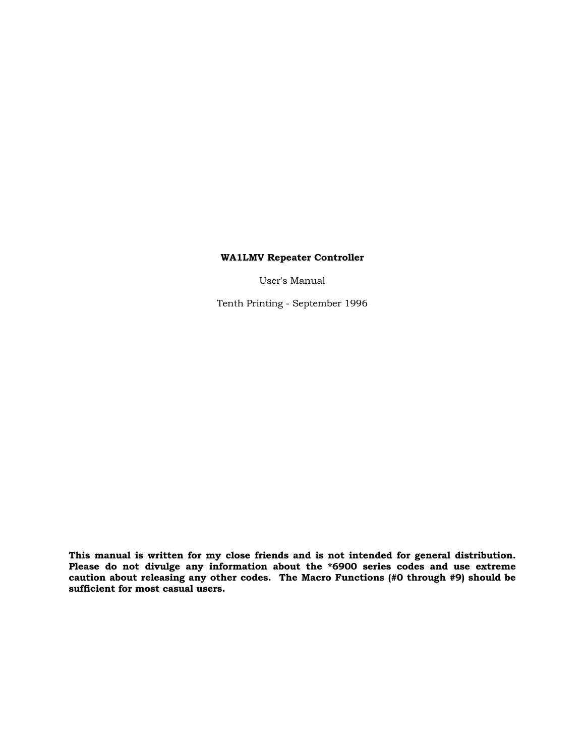# WA1LMV Repeater Controller

User's Manual

Tenth Printing - September 1996

**This manual is written for my close friends and is not intended for general distribution. Please do not divulge any information about the *6900 series codes and use extreme caution about releasing any other codes. The Macro Functions (#0 through #9) should be sufficient for most casual users.**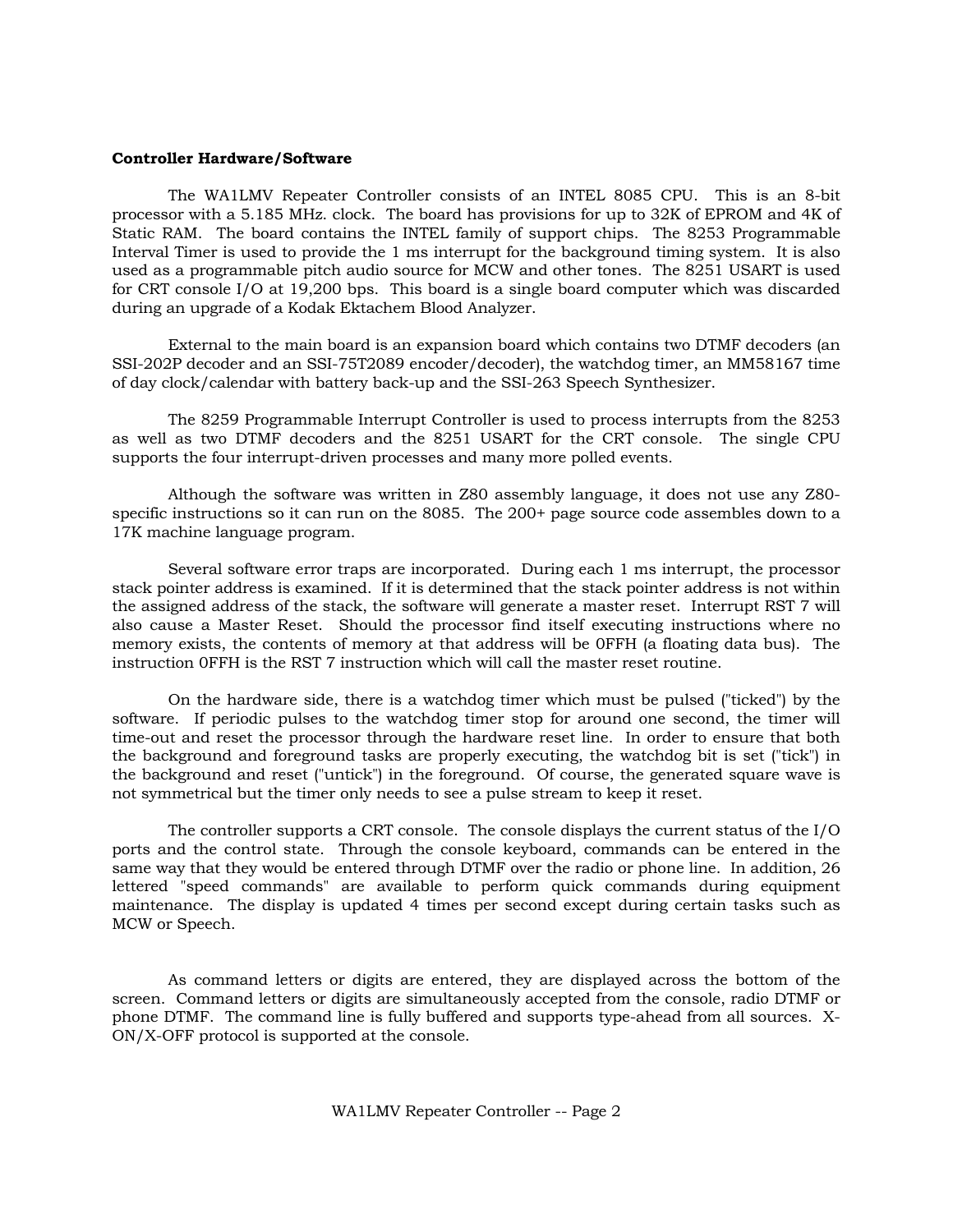**Controller Hardware/Software**

The WA1LMV Repeater Controller consists of an INTEL 8085 CPU. This is an 8-bit processor with a 5.185 MHz. clock. The board has provisions for up to 32K of EPROM and 4K of Static RAM. The board contains the INTEL family of support chips. The 8253 Programmable Interval Timer is used to provide the 1 ms interrupt for the background timing system. It is also used as a programmable pitch audio source for MCW and other tones. The 8251 USART is used for CRT console I/O at 19,200 bps. This board is a single board computer which was discarded during an upgrade of a Kodak Ektachem Blood Analyzer.

External to the main board is an expansion board which contains two DTMF decoders (an SSI-202P decoder and an SSI-75T2089 encoder/decoder), the watchdog timer, an MM58167 time of day clock/calendar with battery back-up and the SSI-263 Speech Synthesizer.

The 8259 Programmable Interrupt Controller is used to process interrupts from the 8253 as well as two DTMF decoders and the 8251 USART for the CRT console. The single CPU supports the four interrupt-driven processes and many more polled events.

Although the software was written in Z80 assembly language, it does not use any Z80-specific instructions so it can run on the 8085. The 200+ page source code assembles down to a 17K machine language program.

Several software error traps are incorporated. During each 1 ms interrupt, the processor stack pointer address is examined. If it is determined that the stack pointer address is not within the assigned address of the stack, the software will generate a master reset. Interrupt RST 7 will also cause a Master Reset. Should the processor find itself executing instructions where no memory exists, the contents of memory at that address will be 0FFH (a floating data bus). The instruction 0FFH is the RST 7 instruction which will call the master reset routine.

On the hardware side, there is a watchdog timer which must be pulsed ("ticked") by the software. If periodic pulses to the watchdog timer stop for around one second, the timer will time-out and reset the processor through the hardware reset line. In order to ensure that both the background and foreground tasks are properly executing, the watchdog bit is set ("tick") in the background and reset ("untick") in the foreground. Of course, the generated square wave is not symmetrical but the timer only needs to see a pulse stream to keep it reset.

The controller supports a CRT console. The console displays the current status of the I/O ports and the control state. Through the console keyboard, commands can be entered in the same way that they would be entered through DTMF over the radio or phone line. In addition, 26 lettered "speed commands" are available to perform quick commands during equipment maintenance. The display is updated 4 times per second except during certain tasks such as MCW or Speech.

As command letters or digits are entered, they are displayed across the bottom of the screen. Command letters or digits are simultaneously accepted from the console, radio DTMF or phone DTMF. The command line is fully buffered and supports type-ahead from all sources. X-ON/X-OFF protocol is supported at the console.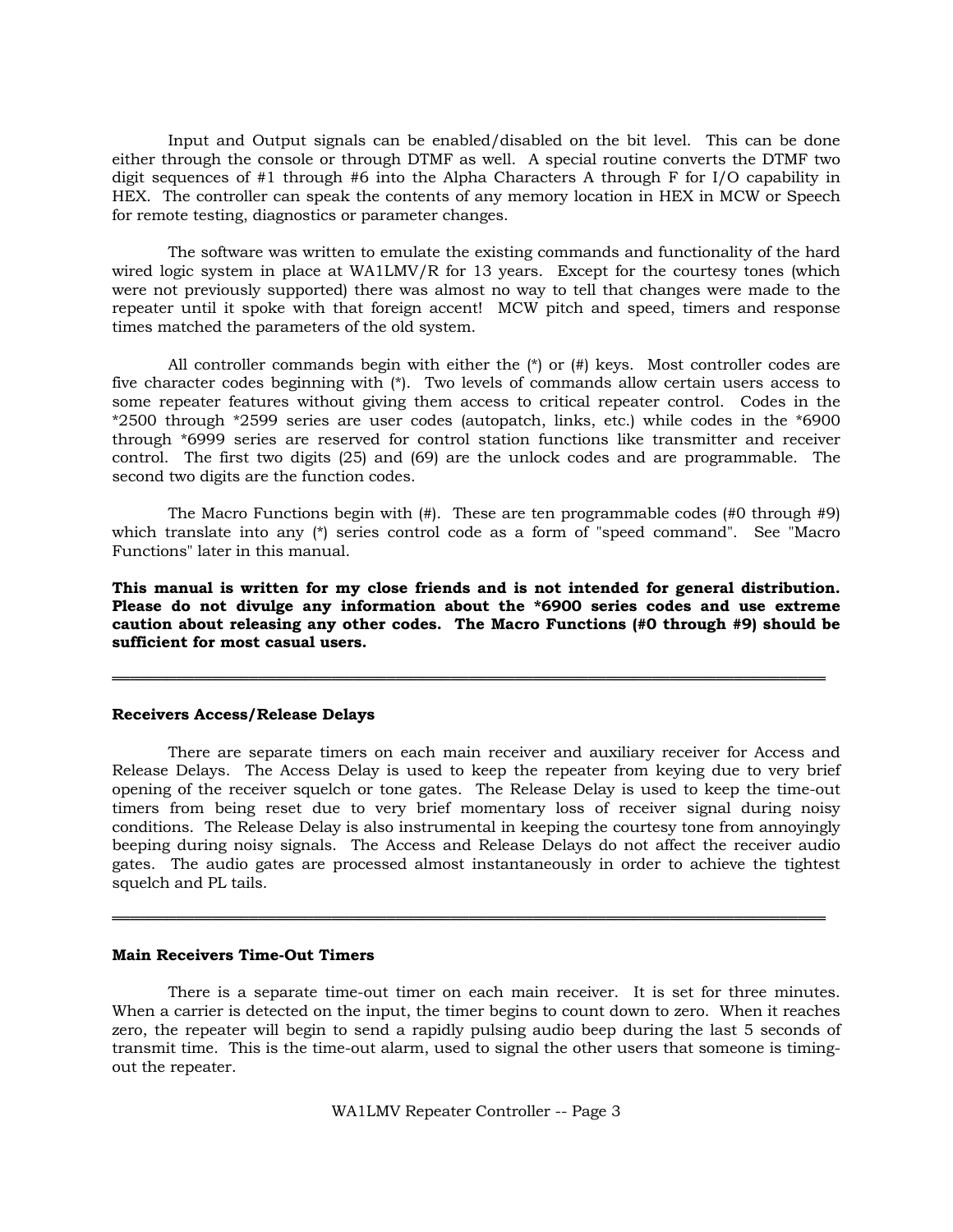Input and Output signals can be enabled/disabled on the bit level. This can be done either through the console or through DTMF as well. A special routine converts the DTMF two digit sequences of #1 through #6 into the Alpha Characters A through F for I/O capability in HEX. The controller can speak the contents of any memory location in HEX in MCW or Speech for remote testing, diagnostics or parameter changes.

The software was written to emulate the existing commands and functionality of the hard wired logic system in place at WA1LMV/R for 13 years. Except for the courtesy tones (which were not previously supported) there was almost no way to tell that changes were made to the repeater until it spoke with that foreign accent! MCW pitch and speed, timers and response times matched the parameters of the old system.

All controller commands begin with either the (*) or (#) keys. Most controller codes are five character codes beginning with (*). Two levels of commands allow certain users access to some repeater features without giving them access to critical repeater control. Codes in the *2500 through *2599 series are user codes (autopatch, links, etc.) while codes in the *6900 through *6999 series are reserved for control station functions like transmitter and receiver control. The first two digits (25) and (69) are the unlock codes and are programmable. The second two digits are the function codes.

The Macro Functions begin with (#). These are ten programmable codes (#0 through #9) which translate into any (*) series control code as a form of "speed command". See "Macro Functions" later in this manual.

**This manual is written for my close friends and is not intended for general distribution. Please do not divulge any information about the *6900 series codes and use extreme caution about releasing any other codes. The Macro Functions (#0 through #9) should be sufficient for most casual users.**

---

**Receivers Access/Release Delays**

There are separate timers on each main receiver and auxiliary receiver for Access and Release Delays. The Access Delay is used to keep the repeater from keying due to very brief opening of the receiver squelch or tone gates. The Release Delay is used to keep the time-out timers from being reset due to very brief momentary loss of receiver signal during noisy conditions. The Release Delay is also instrumental in keeping the courtesy tone from annoyingly beeping during noisy signals. The Access and Release Delays do not affect the receiver audio gates. The audio gates are processed almost instantaneously in order to achieve the tightest squelch and PL tails.

---

**Main Receivers Time-Out Timers**

There is a separate time-out timer on each main receiver. It is set for three minutes. When a carrier is detected on the input, the timer begins to count down to zero. When it reaches zero, the repeater will begin to send a rapidly pulsing audio beep during the last 5 seconds of transmit time. This is the time-out alarm, used to signal the other users that someone is timing-out the repeater.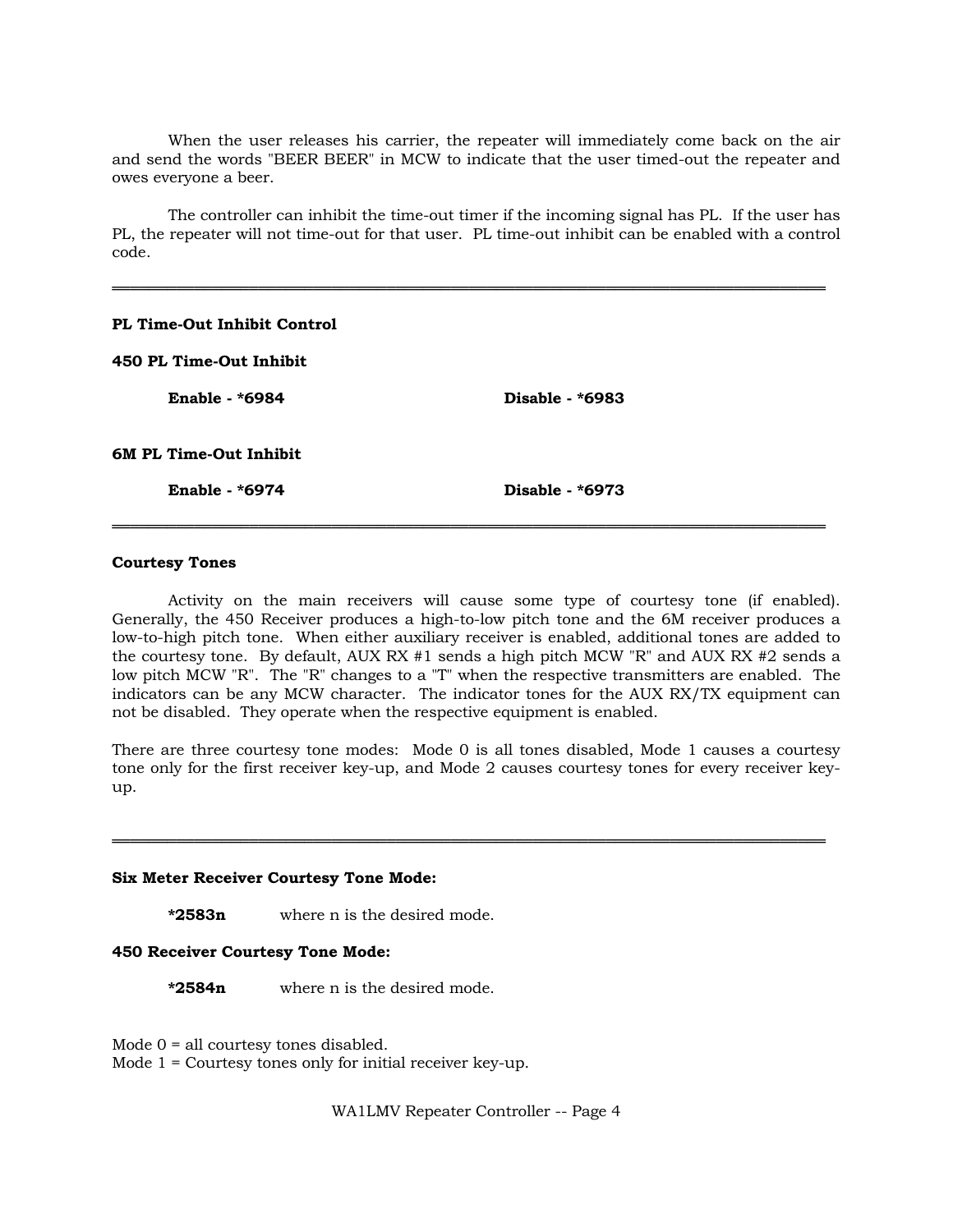When the user releases his carrier, the repeater will immediately come back on the air and send the words "BEER BEER" in MCW to indicate that the user timed-out the repeater and owes everyone a beer.

The controller can inhibit the time-out timer if the incoming signal has PL. If the user has PL, the repeater will not time-out for that user. PL time-out inhibit can be enabled with a control code.

---

**PL Time-Out Inhibit Control**

**450 PL Time-Out Inhibit**

**Enable - *6984** **Disable - *6983**

**6M PL Time-Out Inhibit**

**Enable - *6974** **Disable - *6973**

---

**Courtesy Tones**

Activity on the main receivers will cause some type of courtesy tone (if enabled). Generally, the 450 Receiver produces a high-to-low pitch tone and the 6M receiver produces a low-to-high pitch tone. When either auxiliary receiver is enabled, additional tones are added to the courtesy tone. By default, AUX RX #1 sends a high pitch MCW "R" and AUX RX #2 sends a low pitch MCW "R". The "R" changes to a "T" when the respective transmitters are enabled. The indicators can be any MCW character. The indicator tones for the AUX RX/TX equipment can not be disabled. They operate when the respective equipment is enabled.

There are three courtesy tone modes: Mode 0 is all tones disabled, Mode 1 causes a courtesy tone only for the first receiver key-up, and Mode 2 causes courtesy tones for every receiver key-up.

---

**Six Meter Receiver Courtesy Tone Mode:**

**\*2583n** where n is the desired mode.

**450 Receiver Courtesy Tone Mode:**

**\*2584n** where n is the desired mode.

Mode 0 = all courtesy tones disabled.
Mode 1 = Courtesy tones only for initial receiver key-up.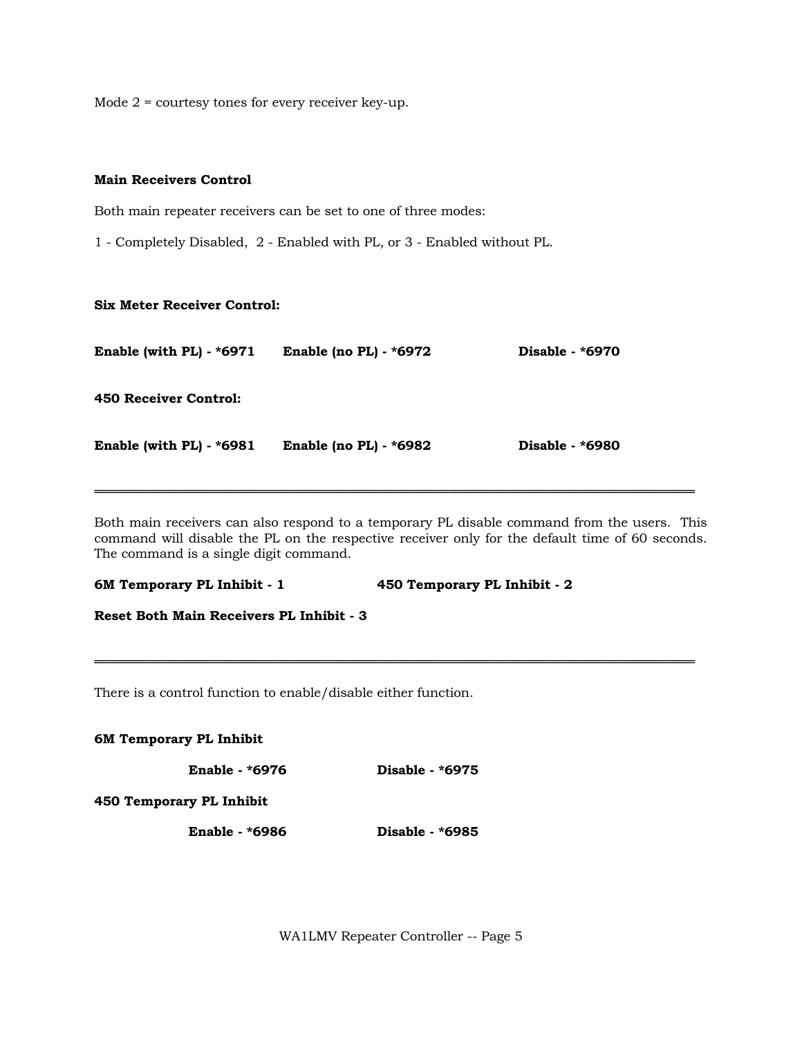Mode 2 = courtesy tones for every receiver key-up.

**Main Receivers Control**

Both main repeater receivers can be set to one of three modes:

1 - Completely Disabled, 2 - Enabled with PL, or 3 - Enabled without PL.

**Six Meter Receiver Control:**

**Enable (with PL) - *6971** **Enable (no PL) - *6972** **Disable - *6970**

**450 Receiver Control:**

**Enable (with PL) - *6981** **Enable (no PL) - *6982** **Disable - *6980**

---

Both main receivers can also respond to a temporary PL disable command from the users. This command will disable the PL on the respective receiver only for the default time of 60 seconds. The command is a single digit command.

**6M Temporary PL Inhibit - 1** **450 Temporary PL Inhibit - 2**

**Reset Both Main Receivers PL Inhibit - 3**

---

There is a control function to enable/disable either function.

**6M Temporary PL Inhibit**

**Enable - *6976** **Disable - *6975**

**450 Temporary PL Inhibit**

**Enable - *6986** **Disable - *6985**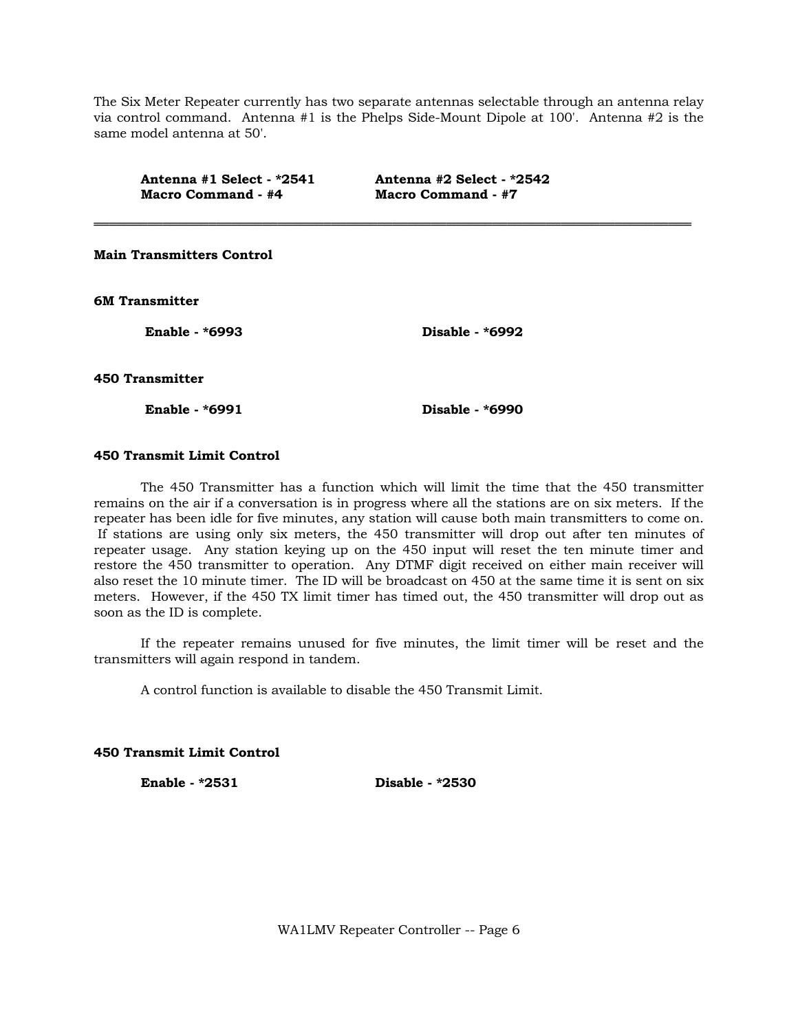The Six Meter Repeater currently has two separate antennas selectable through an antenna relay via control command. Antenna #1 is the Phelps Side-Mount Dipole at 100'. Antenna #2 is the same model antenna at 50'.

**Antenna #1 Select - *2541**
**Macro Command - #4**

**Antenna #2 Select - *2542**
**Macro Command - #7**

---

**Main Transmitters Control**

**6M Transmitter**

**Enable - *6993** **Disable - *6992**

**450 Transmitter**

**Enable - *6991** **Disable - *6990**

**450 Transmit Limit Control**

The 450 Transmitter has a function which will limit the time that the 450 transmitter remains on the air if a conversation is in progress where all the stations are on six meters. If the repeater has been idle for five minutes, any station will cause both main transmitters to come on. If stations are using only six meters, the 450 transmitter will drop out after ten minutes of repeater usage. Any station keying up on the 450 input will reset the ten minute timer and restore the 450 transmitter to operation. Any DTMF digit received on either main receiver will also reset the 10 minute timer. The ID will be broadcast on 450 at the same time it is sent on six meters. However, if the 450 TX limit timer has timed out, the 450 transmitter will drop out as soon as the ID is complete.

If the repeater remains unused for five minutes, the limit timer will be reset and the transmitters will again respond in tandem.

A control function is available to disable the 450 Transmit Limit.

**450 Transmit Limit Control**

**Enable - *2531** **Disable - *2530**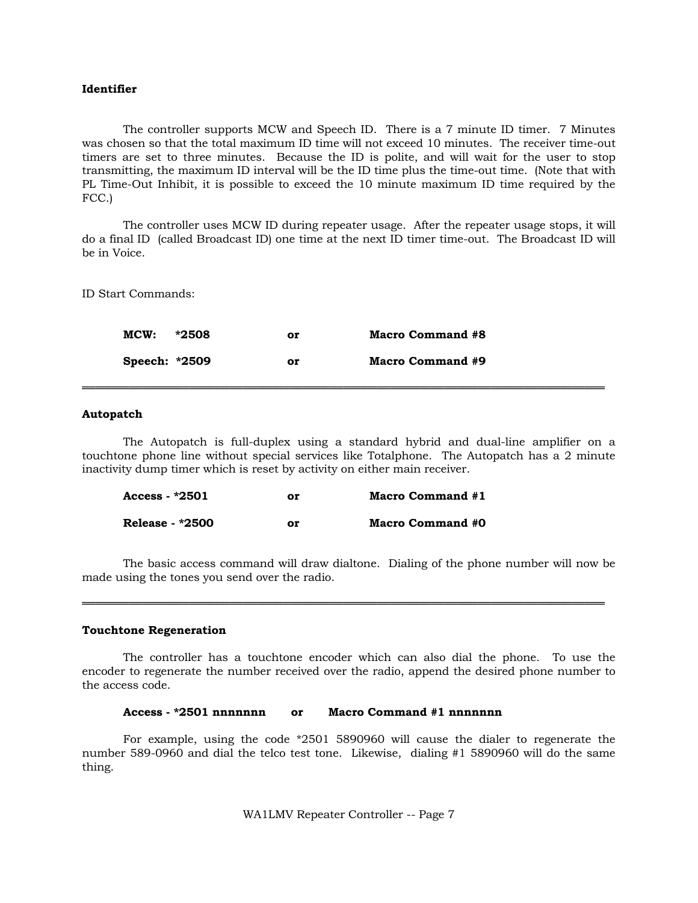**Identifier**

The controller supports MCW and Speech ID. There is a 7 minute ID timer. 7 Minutes was chosen so that the total maximum ID time will not exceed 10 minutes. The receiver time-out timers are set to three minutes. Because the ID is polite, and will wait for the user to stop transmitting, the maximum ID interval will be the ID time plus the time-out time. (Note that with PL Time-Out Inhibit, it is possible to exceed the 10 minute maximum ID time required by the FCC.)

The controller uses MCW ID during repeater usage. After the repeater usage stops, it will do a final ID (called Broadcast ID) one time at the next ID timer time-out. The Broadcast ID will be in Voice.

ID Start Commands:

| | | |
|---|---|---|
| **MCW: \*2508** | **or** | **Macro Command #8** |
| **Speech: \*2509** | **or** | **Macro Command #9** |

---

**Autopatch**

The Autopatch is full-duplex using a standard hybrid and dual-line amplifier on a touchtone phone line without special services like Totalphone. The Autopatch has a 2 minute inactivity dump timer which is reset by activity on either main receiver.

| | | |
|---|---|---|
| **Access - \*2501** | **or** | **Macro Command #1** |
| **Release - \*2500** | **or** | **Macro Command #0** |

The basic access command will draw dialtone. Dialing of the phone number will now be made using the tones you send over the radio.

---

**Touchtone Regeneration**

The controller has a touchtone encoder which can also dial the phone. To use the encoder to regenerate the number received over the radio, append the desired phone number to the access code.

**Access - \*2501 nnnnnnn or Macro Command #1 nnnnnnn**

For example, using the code *2501 5890960 will cause the dialer to regenerate the number 589-0960 and dial the telco test tone. Likewise, dialing #1 5890960 will do the same thing.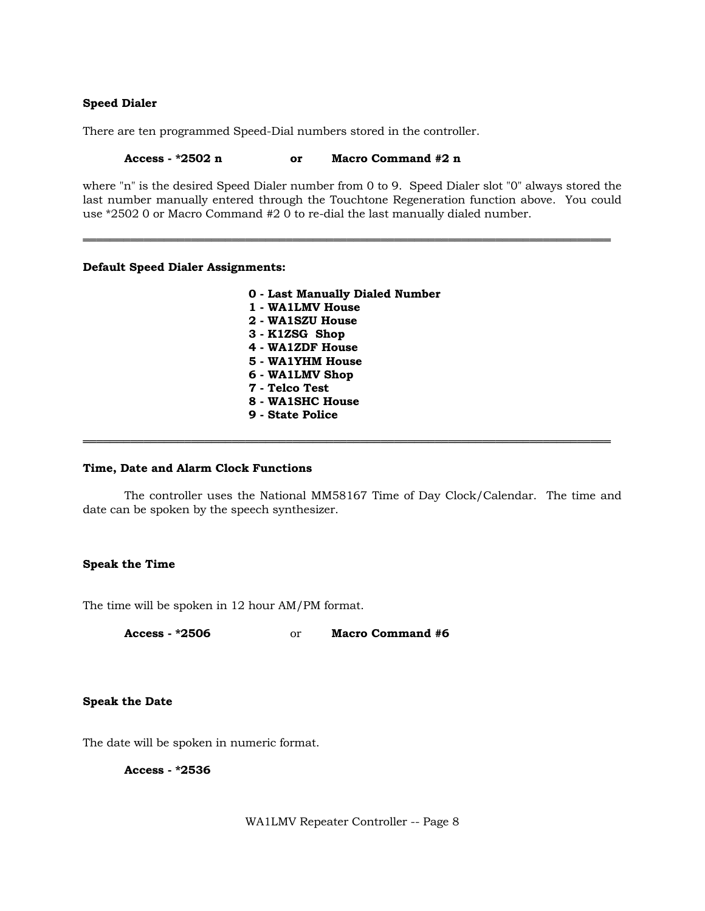**Speed Dialer**

There are ten programmed Speed-Dial numbers stored in the controller.

**Access - *2502 n** **or** **Macro Command #2 n**

where "n" is the desired Speed Dialer number from 0 to 9. Speed Dialer slot "0" always stored the last number manually entered through the Touchtone Regeneration function above. You could use *2502 0 or Macro Command #2 0 to re-dial the last manually dialed number.

---

**Default Speed Dialer Assignments:**

**0 - Last Manually Dialed Number**
**1 - WA1LMV House**
**2 - WA1SZU House**
**3 - K1ZSG Shop**
**4 - WA1ZDF House**
**5 - WA1YHM House**
**6 - WA1LMV Shop**
**7 - Telco Test**
**8 - WA1SHC House**
**9 - State Police**

---

**Time, Date and Alarm Clock Functions**

The controller uses the National MM58167 Time of Day Clock/Calendar. The time and date can be spoken by the speech synthesizer.

**Speak the Time**

The time will be spoken in 12 hour AM/PM format.

**Access - *2506** or **Macro Command #6**

**Speak the Date**

The date will be spoken in numeric format.

**Access - *2536**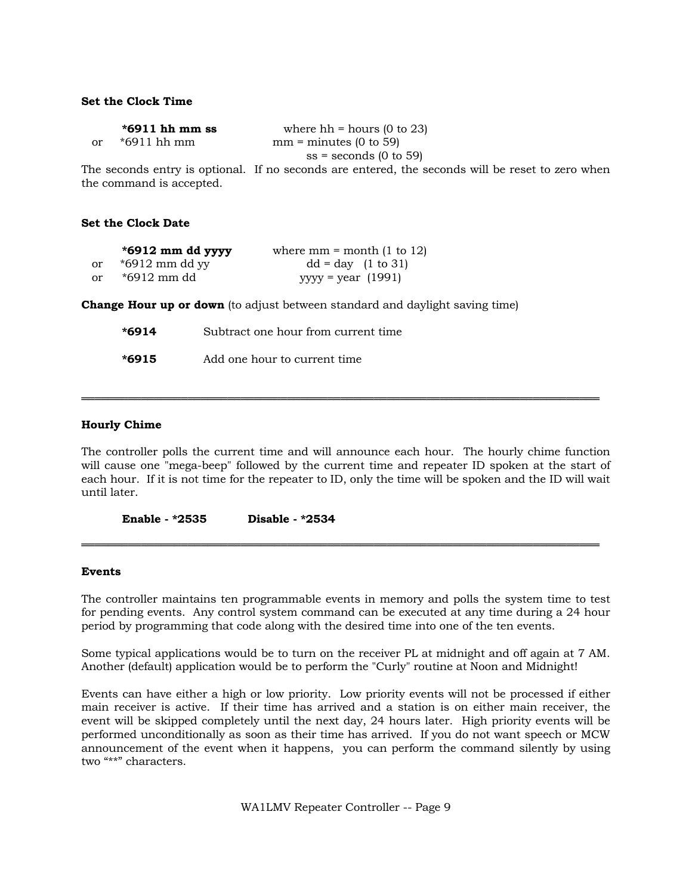**Set the Clock Time**

|  |  |  |
|---|---|---|
|  | ***6911 hh mm ss** | where hh = hours (0 to 23) |
| or | *6911 hh mm | mm = minutes (0 to 59) |
|  |  | ss = seconds (0 to 59) |

The seconds entry is optional. If no seconds are entered, the seconds will be reset to zero when the command is accepted.

**Set the Clock Date**

|  |  |  |
|---|---|---|
|  | ***6912 mm dd yyyy** | where mm = month (1 to 12) |
| or | *6912 mm dd yy | dd = day (1 to 31) |
| or | *6912 mm dd | yyyy = year (1991) |

**Change Hour up or down** (to adjust between standard and daylight saving time)

|  |  |
|---|---|
| ***6914** | Subtract one hour from current time |
| ***6915** | Add one hour to current time |

---

**Hourly Chime**

The controller polls the current time and will announce each hour. The hourly chime function will cause one "mega-beep" followed by the current time and repeater ID spoken at the start of each hour. If it is not time for the repeater to ID, only the time will be spoken and the ID will wait until later.

**Enable - *2535** **Disable - *2534**

---

**Events**

The controller maintains ten programmable events in memory and polls the system time to test for pending events. Any control system command can be executed at any time during a 24 hour period by programming that code along with the desired time into one of the ten events.

Some typical applications would be to turn on the receiver PL at midnight and off again at 7 AM. Another (default) application would be to perform the "Curly" routine at Noon and Midnight!

Events can have either a high or low priority. Low priority events will not be processed if either main receiver is active. If their time has arrived and a station is on either main receiver, the event will be skipped completely until the next day, 24 hours later. High priority events will be performed unconditionally as soon as their time has arrived. If you do not want speech or MCW announcement of the event when it happens, you can perform the command silently by using two "**" characters.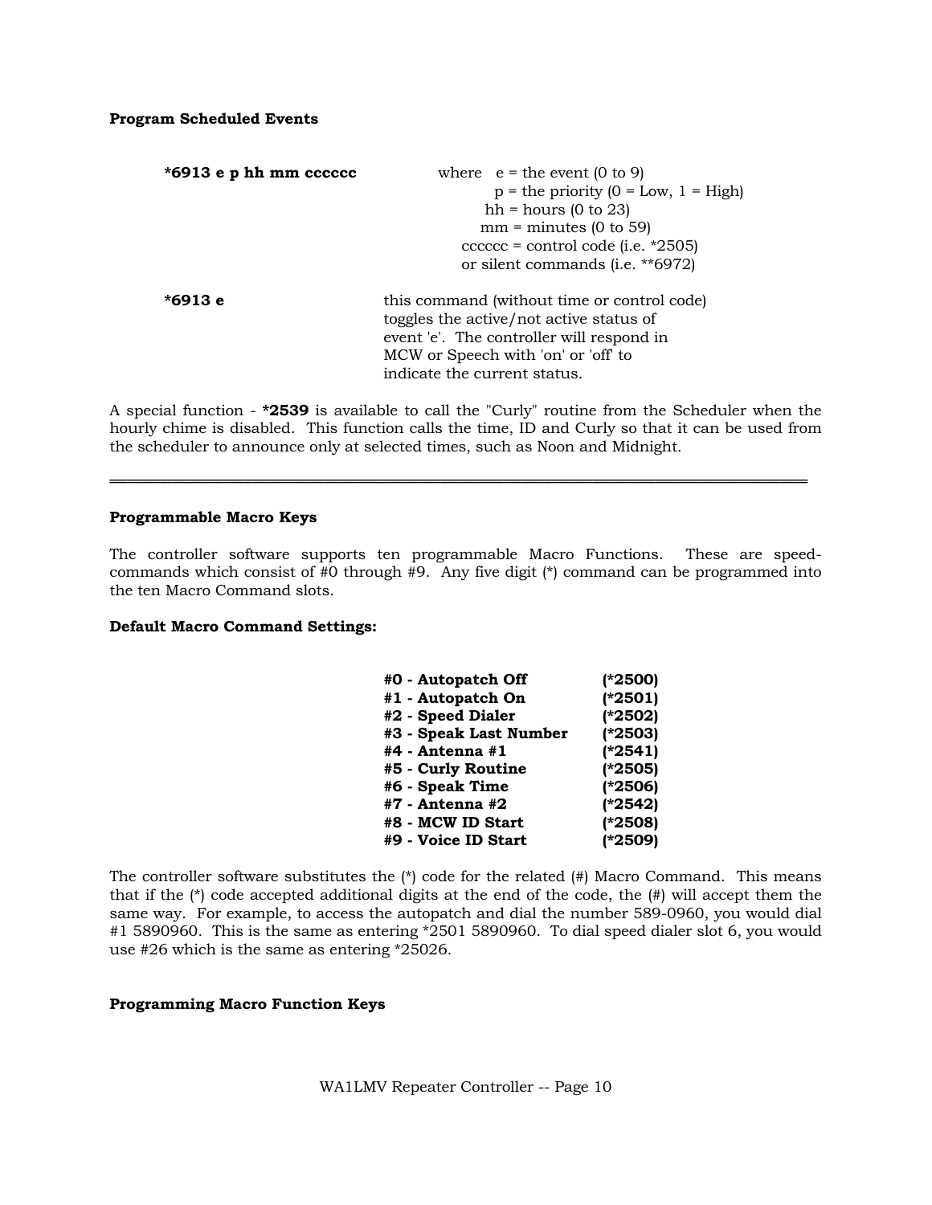**Program Scheduled Events**

**\*6913 e p hh mm cccccc**

where e = the event (0 to 9)
p = the priority (0 = Low, 1 = High)
hh = hours (0 to 23)
mm = minutes (0 to 59)
cccccc = control code (i.e. *2505)
or silent commands (i.e. **6972)

**\*6913 e**

this command (without time or control code) toggles the active/not active status of event 'e'. The controller will respond in MCW or Speech with 'on' or 'off' to indicate the current status.

A special function - **\*2539** is available to call the "Curly" routine from the Scheduler when the hourly chime is disabled. This function calls the time, ID and Curly so that it can be used from the scheduler to announce only at selected times, such as Noon and Midnight.

---

**Programmable Macro Keys**

The controller software supports ten programmable Macro Functions. These are speed-commands which consist of #0 through #9. Any five digit (*) command can be programmed into the ten Macro Command slots.

**Default Macro Command Settings:**

| | |
|---|---|
| **#0 - Autopatch Off** | **(\*2500)** |
| **#1 - Autopatch On** | **(\*2501)** |
| **#2 - Speed Dialer** | **(\*2502)** |
| **#3 - Speak Last Number** | **(\*2503)** |
| **#4 - Antenna #1** | **(\*2541)** |
| **#5 - Curly Routine** | **(\*2505)** |
| **#6 - Speak Time** | **(\*2506)** |
| **#7 - Antenna #2** | **(\*2542)** |
| **#8 - MCW ID Start** | **(\*2508)** |
| **#9 - Voice ID Start** | **(\*2509)** |

The controller software substitutes the (*) code for the related (#) Macro Command. This means that if the (*) code accepted additional digits at the end of the code, the (#) will accept them the same way. For example, to access the autopatch and dial the number 589-0960, you would dial #1 5890960. This is the same as entering *2501 5890960. To dial speed dialer slot 6, you would use #26 which is the same as entering *25026.

**Programming Macro Function Keys**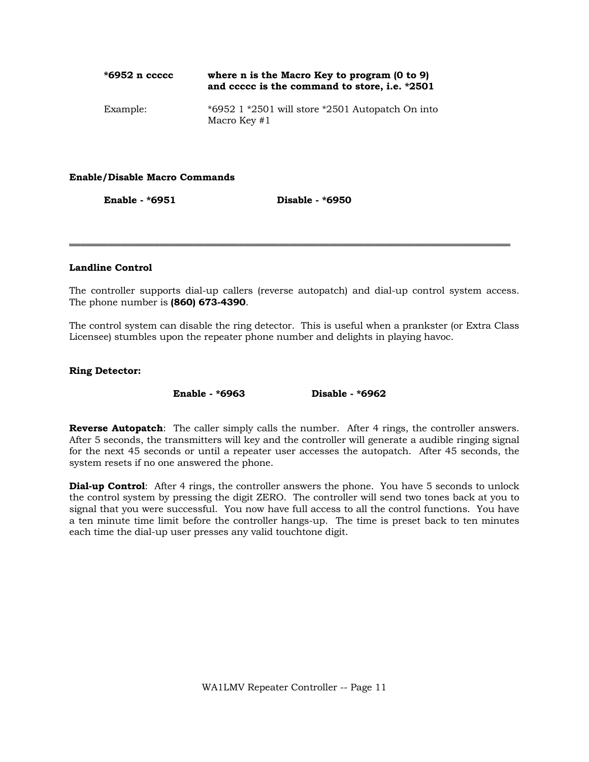| | |
|---|---|
| **\*6952 n ccccc** | **where n is the Macro Key to program (0 to 9) and ccccc is the command to store, i.e. \*2501** |
| Example: | \*6952 1 \*2501 will store \*2501 Autopatch On into Macro Key #1 |

**Enable/Disable Macro Commands**

**Enable - *6951** **Disable - *6950**

---

**Landline Control**

The controller supports dial-up callers (reverse autopatch) and dial-up control system access. The phone number is **(860) 673-4390**.

The control system can disable the ring detector. This is useful when a prankster (or Extra Class Licensee) stumbles upon the repeater phone number and delights in playing havoc.

**Ring Detector:**

**Enable - *6963** **Disable - *6962**

**Reverse Autopatch**: The caller simply calls the number. After 4 rings, the controller answers. After 5 seconds, the transmitters will key and the controller will generate a audible ringing signal for the next 45 seconds or until a repeater user accesses the autopatch. After 45 seconds, the system resets if no one answered the phone.

**Dial-up Control**: After 4 rings, the controller answers the phone. You have 5 seconds to unlock the control system by pressing the digit ZERO. The controller will send two tones back at you to signal that you were successful. You now have full access to all the control functions. You have a ten minute time limit before the controller hangs-up. The time is preset back to ten minutes each time the dial-up user presses any valid touchtone digit.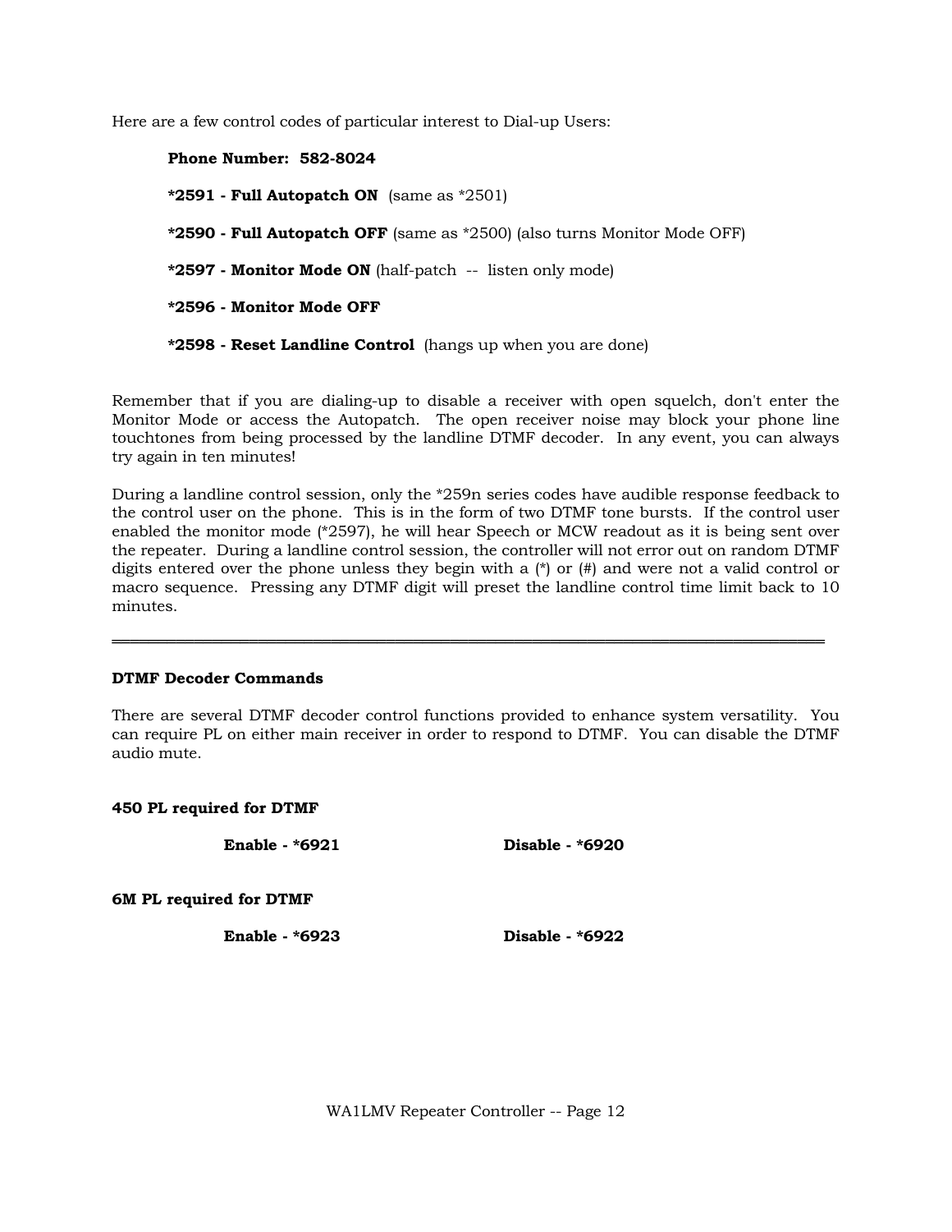Here are a few control codes of particular interest to Dial-up Users:

**Phone Number: 582-8024**

**\*2591 - Full Autopatch ON** (same as \*2501)

**\*2590 - Full Autopatch OFF** (same as \*2500) (also turns Monitor Mode OFF)

**\*2597 - Monitor Mode ON** (half-patch -- listen only mode)

**\*2596 - Monitor Mode OFF**

**\*2598 - Reset Landline Control** (hangs up when you are done)

Remember that if you are dialing-up to disable a receiver with open squelch, don't enter the Monitor Mode or access the Autopatch. The open receiver noise may block your phone line touchtones from being processed by the landline DTMF decoder. In any event, you can always try again in ten minutes!

During a landline control session, only the \*259n series codes have audible response feedback to the control user on the phone. This is in the form of two DTMF tone bursts. If the control user enabled the monitor mode (\*2597), he will hear Speech or MCW readout as it is being sent over the repeater. During a landline control session, the controller will not error out on random DTMF digits entered over the phone unless they begin with a (\*) or (#) and were not a valid control or macro sequence. Pressing any DTMF digit will preset the landline control time limit back to 10 minutes.

---

**DTMF Decoder Commands**

There are several DTMF decoder control functions provided to enhance system versatility. You can require PL on either main receiver in order to respond to DTMF. You can disable the DTMF audio mute.

**450 PL required for DTMF**

**Enable - \*6921** **Disable - \*6920**

**6M PL required for DTMF**

**Enable - \*6923** **Disable - \*6922**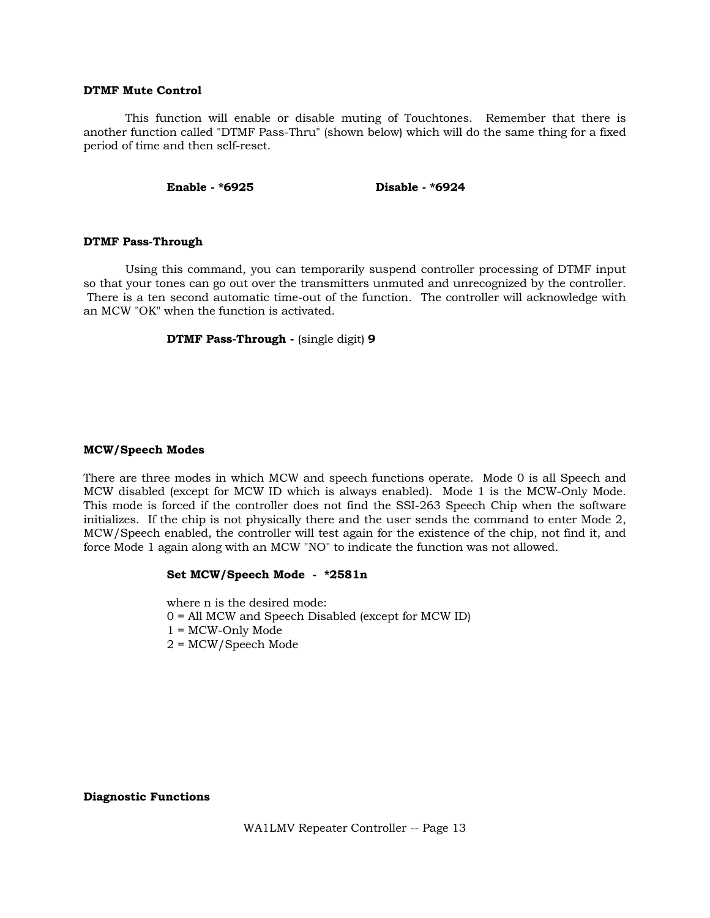**DTMF Mute Control**

This function will enable or disable muting of Touchtones. Remember that there is another function called "DTMF Pass-Thru" (shown below) which will do the same thing for a fixed period of time and then self-reset.

**Enable - *6925** **Disable - *6924**

**DTMF Pass-Through**

Using this command, you can temporarily suspend controller processing of DTMF input so that your tones can go out over the transmitters unmuted and unrecognized by the controller. There is a ten second automatic time-out of the function. The controller will acknowledge with an MCW "OK" when the function is activated.

**DTMF Pass-Through -** (single digit) **9**

**MCW/Speech Modes**

There are three modes in which MCW and speech functions operate. Mode 0 is all Speech and MCW disabled (except for MCW ID which is always enabled). Mode 1 is the MCW-Only Mode. This mode is forced if the controller does not find the SSI-263 Speech Chip when the software initializes. If the chip is not physically there and the user sends the command to enter Mode 2, MCW/Speech enabled, the controller will test again for the existence of the chip, not find it, and force Mode 1 again along with an MCW "NO" to indicate the function was not allowed.

**Set MCW/Speech Mode - *2581n**

where n is the desired mode:
0 = All MCW and Speech Disabled (except for MCW ID)
1 = MCW-Only Mode
2 = MCW/Speech Mode

**Diagnostic Functions**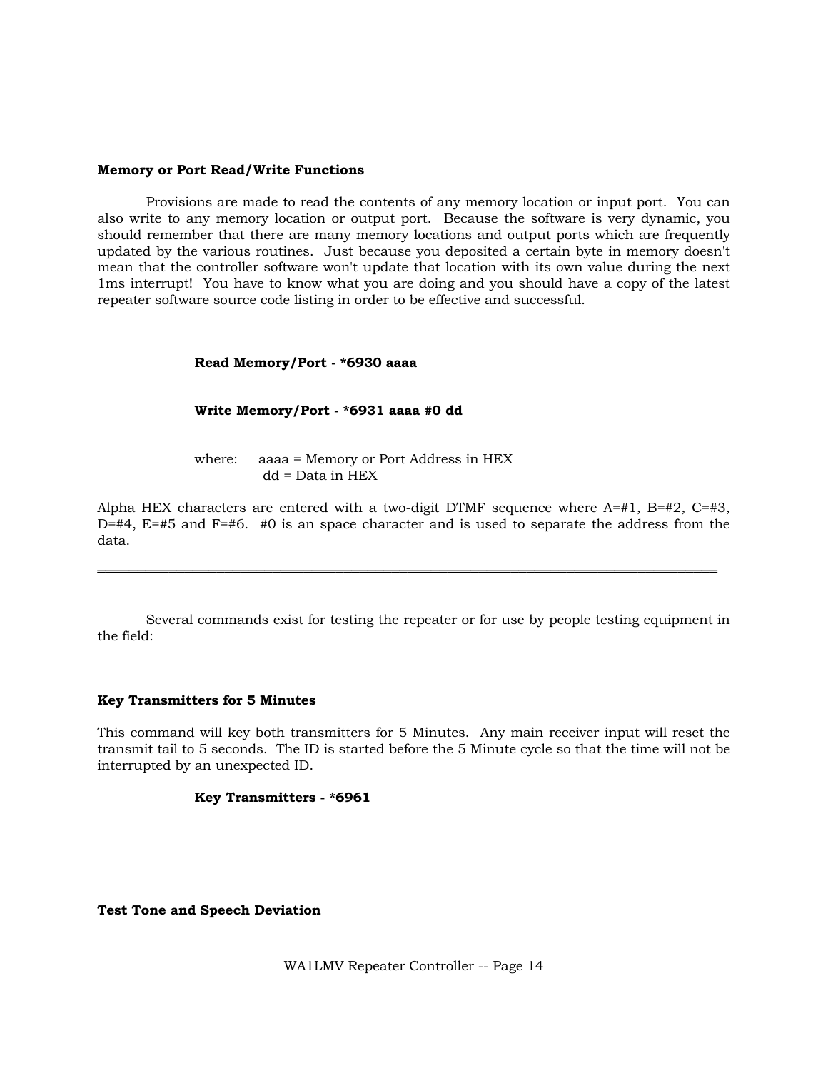**Memory or Port Read/Write Functions**

Provisions are made to read the contents of any memory location or input port. You can also write to any memory location or output port. Because the software is very dynamic, you should remember that there are many memory locations and output ports which are frequently updated by the various routines. Just because you deposited a certain byte in memory doesn't mean that the controller software won't update that location with its own value during the next 1ms interrupt! You have to know what you are doing and you should have a copy of the latest repeater software source code listing in order to be effective and successful.

**Read Memory/Port - *6930 aaaa**

**Write Memory/Port - *6931 aaaa #0 dd**

where: aaaa = Memory or Port Address in HEX
dd = Data in HEX

Alpha HEX characters are entered with a two-digit DTMF sequence where A=#1, B=#2, C=#3, D=#4, E=#5 and F=#6. #0 is an space character and is used to separate the address from the data.

---

Several commands exist for testing the repeater or for use by people testing equipment in the field:

**Key Transmitters for 5 Minutes**

This command will key both transmitters for 5 Minutes. Any main receiver input will reset the transmit tail to 5 seconds. The ID is started before the 5 Minute cycle so that the time will not be interrupted by an unexpected ID.

**Key Transmitters - *6961**

**Test Tone and Speech Deviation**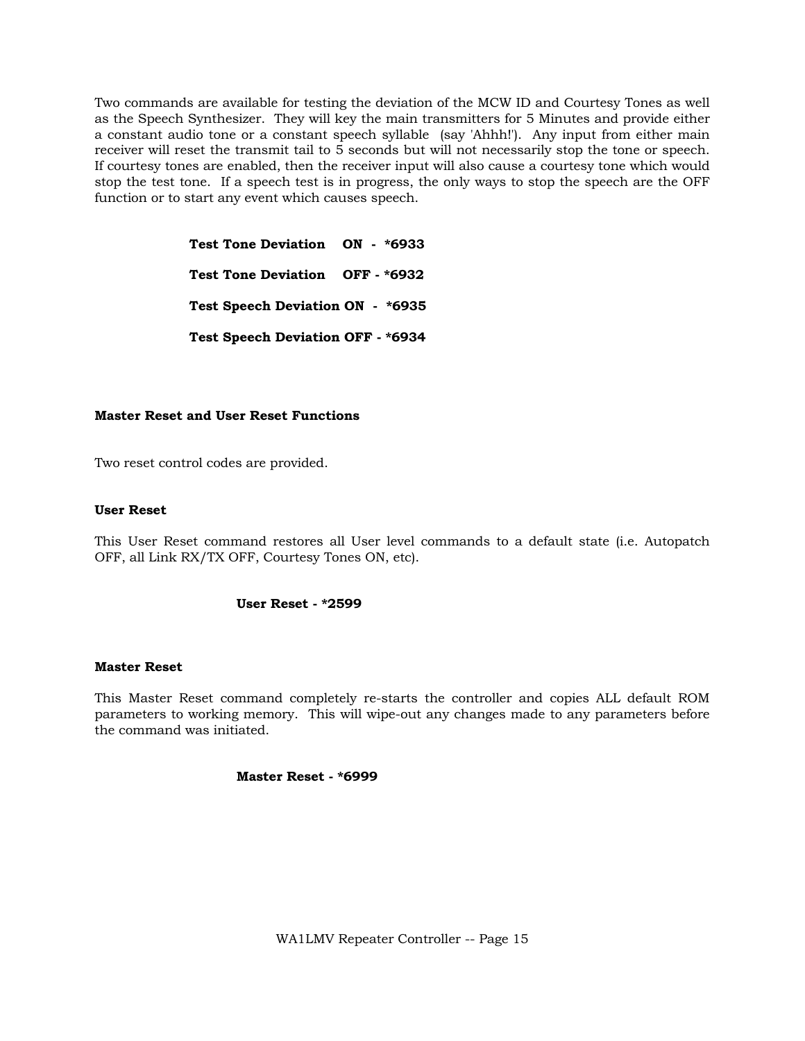Two commands are available for testing the deviation of the MCW ID and Courtesy Tones as well as the Speech Synthesizer. They will key the main transmitters for 5 Minutes and provide either a constant audio tone or a constant speech syllable (say 'Ahhh!'). Any input from either main receiver will reset the transmit tail to 5 seconds but will not necessarily stop the tone or speech. If courtesy tones are enabled, then the receiver input will also cause a courtesy tone which would stop the test tone. If a speech test is in progress, the only ways to stop the speech are the OFF function or to start any event which causes speech.

**Test Tone Deviation ON - *6933**

**Test Tone Deviation OFF - *6932**

**Test Speech Deviation ON - *6935**

**Test Speech Deviation OFF - *6934**

### Master Reset and User Reset Functions

Two reset control codes are provided.

#### User Reset

This User Reset command restores all User level commands to a default state (i.e. Autopatch OFF, all Link RX/TX OFF, Courtesy Tones ON, etc).

**User Reset - *2599**

#### Master Reset

This Master Reset command completely re-starts the controller and copies ALL default ROM parameters to working memory. This will wipe-out any changes made to any parameters before the command was initiated.

**Master Reset - *6999**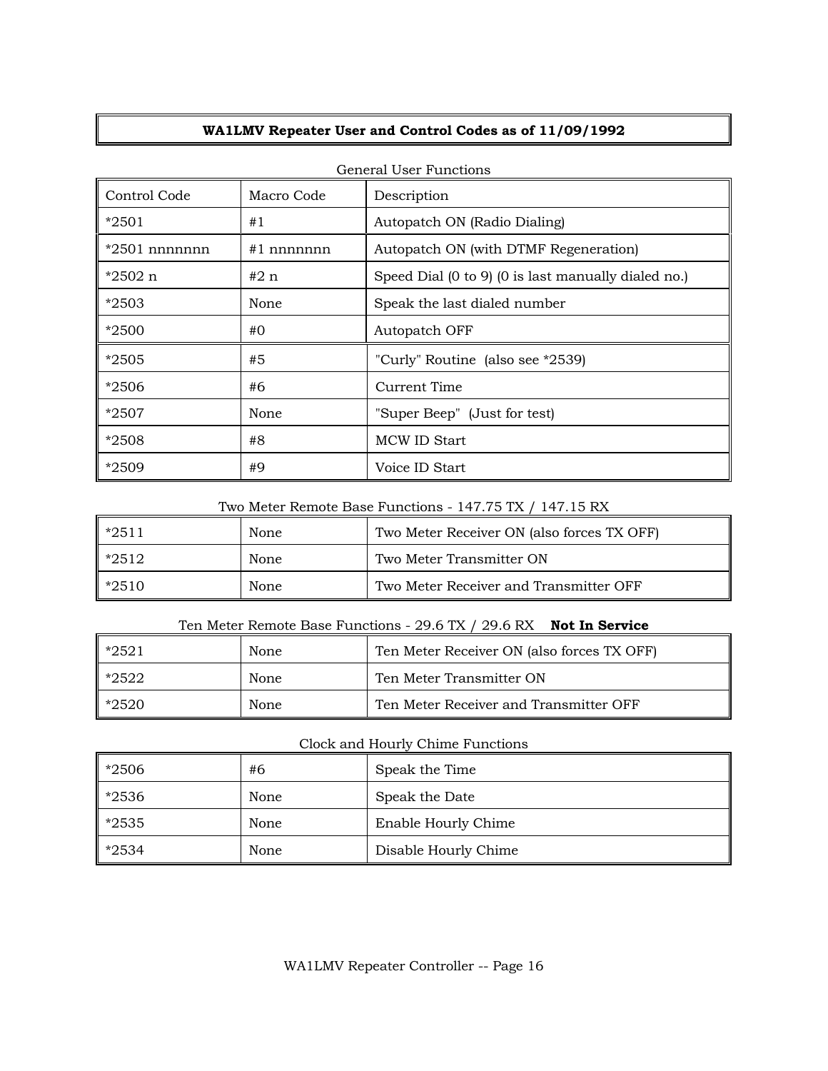# WA1LMV Repeater User and Control Codes as of 11/09/1992

General User Functions

| Control Code | Macro Code | Description |
|---|---|---|
| *2501 | #1 | Autopatch ON (Radio Dialing) |
| *2501 nnnnnnn | #1 nnnnnnn | Autopatch ON (with DTMF Regeneration) |
| *2502 n | #2 n | Speed Dial (0 to 9) (0 is last manually dialed no.) |
| *2503 | None | Speak the last dialed number |
| *2500 | #0 | Autopatch OFF |
| *2505 | #5 | "Curly" Routine (also see *2539) |
| *2506 | #6 | Current Time |
| *2507 | None | "Super Beep" (Just for test) |
| *2508 | #8 | MCW ID Start |
| *2509 | #9 | Voice ID Start |

Two Meter Remote Base Functions - 147.75 TX / 147.15 RX

| | | |
|---|---|---|
| *2511 | None | Two Meter Receiver ON (also forces TX OFF) |
| *2512 | None | Two Meter Transmitter ON |
| *2510 | None | Two Meter Receiver and Transmitter OFF |

Ten Meter Remote Base Functions - 29.6 TX / 29.6 RX **Not In Service**

| | | |
|---|---|---|
| *2521 | None | Ten Meter Receiver ON (also forces TX OFF) |
| *2522 | None | Ten Meter Transmitter ON |
| *2520 | None | Ten Meter Receiver and Transmitter OFF |

Clock and Hourly Chime Functions

| | | |
|---|---|---|
| *2506 | #6 | Speak the Time |
| *2536 | None | Speak the Date |
| *2535 | None | Enable Hourly Chime |
| *2534 | None | Disable Hourly Chime |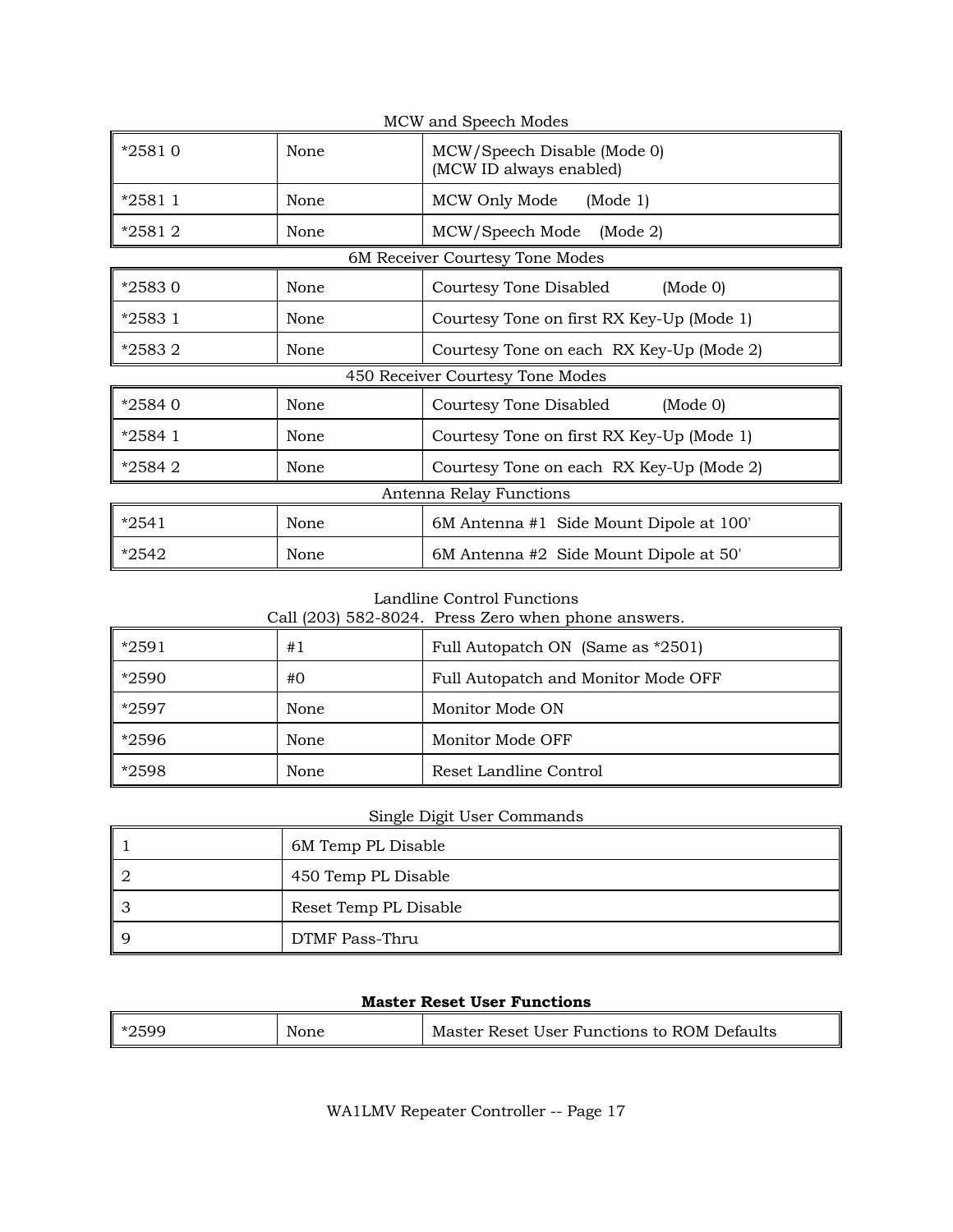MCW and Speech Modes

| | | |
|---|---|---|
| *2581 0 | None | MCW/Speech Disable (Mode 0) (MCW ID always enabled) |
| *2581 1 | None | MCW Only Mode (Mode 1) |
| *2581 2 | None | MCW/Speech Mode (Mode 2) |

6M Receiver Courtesy Tone Modes

| | | |
|---|---|---|
| *2583 0 | None | Courtesy Tone Disabled (Mode 0) |
| *2583 1 | None | Courtesy Tone on first RX Key-Up (Mode 1) |
| *2583 2 | None | Courtesy Tone on each RX Key-Up (Mode 2) |

450 Receiver Courtesy Tone Modes

| | | |
|---|---|---|
| *2584 0 | None | Courtesy Tone Disabled (Mode 0) |
| *2584 1 | None | Courtesy Tone on first RX Key-Up (Mode 1) |
| *2584 2 | None | Courtesy Tone on each RX Key-Up (Mode 2) |

Antenna Relay Functions

| | | |
|---|---|---|
| *2541 | None | 6M Antenna #1 Side Mount Dipole at 100' |
| *2542 | None | 6M Antenna #2 Side Mount Dipole at 50' |

Landline Control Functions
Call (203) 582-8024. Press Zero when phone answers.

| | | |
|---|---|---|
| *2591 | #1 | Full Autopatch ON (Same as *2501) |
| *2590 | #0 | Full Autopatch and Monitor Mode OFF |
| *2597 | None | Monitor Mode ON |
| *2596 | None | Monitor Mode OFF |
| *2598 | None | Reset Landline Control |

Single Digit User Commands

| | |
|---|---|
| 1 | 6M Temp PL Disable |
| 2 | 450 Temp PL Disable |
| 3 | Reset Temp PL Disable |
| 9 | DTMF Pass-Thru |

**Master Reset User Functions**

| | | |
|---|---|---|
| *2599 | None | Master Reset User Functions to ROM Defaults |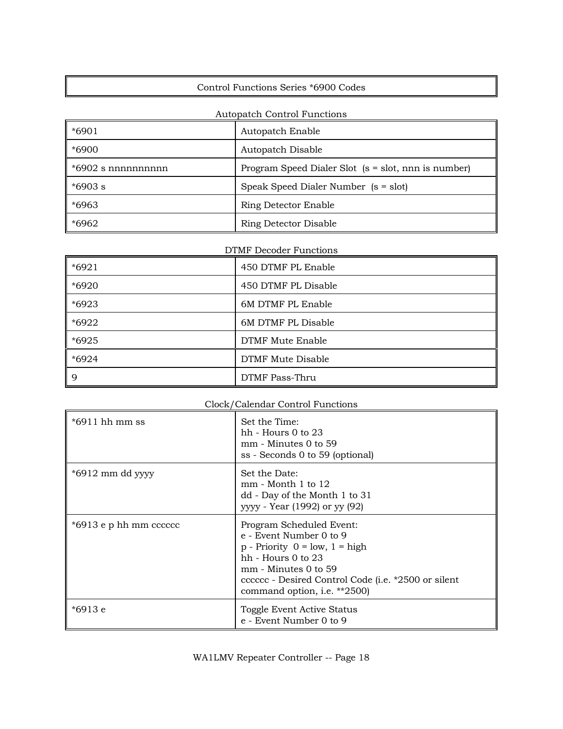## Control Functions Series *6900 Codes

### Autopatch Control Functions

| | |
|---|---|
| *6901 | Autopatch Enable |
| *6900 | Autopatch Disable |
| *6902 s nnnnnnnnnn | Program Speed Dialer Slot (s = slot, nnn is number) |
| *6903 s | Speak Speed Dialer Number (s = slot) |
| *6963 | Ring Detector Enable |
| *6962 | Ring Detector Disable |

### DTMF Decoder Functions

| | |
|---|---|
| *6921 | 450 DTMF PL Enable |
| *6920 | 450 DTMF PL Disable |
| *6923 | 6M DTMF PL Enable |
| *6922 | 6M DTMF PL Disable |
| *6925 | DTMF Mute Enable |
| *6924 | DTMF Mute Disable |
| 9 | DTMF Pass-Thru |

### Clock/Calendar Control Functions

| | |
|---|---|
| *6911 hh mm ss | Set the Time:<br>hh - Hours 0 to 23<br>mm - Minutes 0 to 59<br>ss - Seconds 0 to 59 (optional) |
| *6912 mm dd yyyy | Set the Date:<br>mm - Month 1 to 12<br>dd - Day of the Month 1 to 31<br>yyyy - Year (1992) or yy (92) |
| *6913 e p hh mm cccccc | Program Scheduled Event:<br>e - Event Number 0 to 9<br>p - Priority 0 = low, 1 = high<br>hh - Hours 0 to 23<br>mm - Minutes 0 to 59<br>cccccc - Desired Control Code (i.e. *2500 or silent command option, i.e. **2500) |
| *6913 e | Toggle Event Active Status<br>e - Event Number 0 to 9 |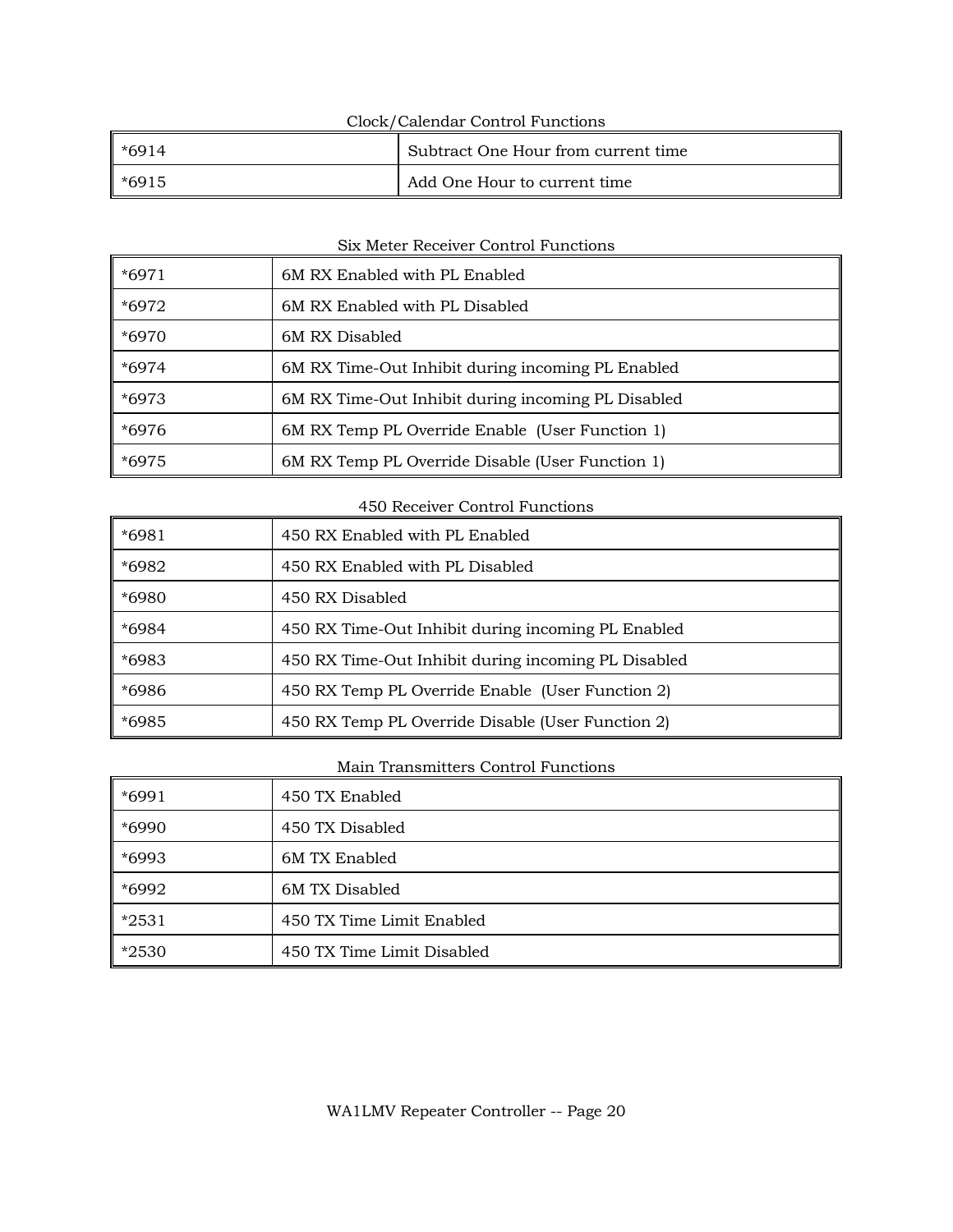Clock/Calendar Control Functions

| | |
|---|---|
| *6914 | Subtract One Hour from current time |
| *6915 | Add One Hour to current time |

Six Meter Receiver Control Functions

| | |
|---|---|
| *6971 | 6M RX Enabled with PL Enabled |
| *6972 | 6M RX Enabled with PL Disabled |
| *6970 | 6M RX Disabled |
| *6974 | 6M RX Time-Out Inhibit during incoming PL Enabled |
| *6973 | 6M RX Time-Out Inhibit during incoming PL Disabled |
| *6976 | 6M RX Temp PL Override Enable (User Function 1) |
| *6975 | 6M RX Temp PL Override Disable (User Function 1) |

450 Receiver Control Functions

| | |
|---|---|
| *6981 | 450 RX Enabled with PL Enabled |
| *6982 | 450 RX Enabled with PL Disabled |
| *6980 | 450 RX Disabled |
| *6984 | 450 RX Time-Out Inhibit during incoming PL Enabled |
| *6983 | 450 RX Time-Out Inhibit during incoming PL Disabled |
| *6986 | 450 RX Temp PL Override Enable (User Function 2) |
| *6985 | 450 RX Temp PL Override Disable (User Function 2) |

Main Transmitters Control Functions

| | |
|---|---|
| *6991 | 450 TX Enabled |
| *6990 | 450 TX Disabled |
| *6993 | 6M TX Enabled |
| *6992 | 6M TX Disabled |
| *2531 | 450 TX Time Limit Enabled |
| *2530 | 450 TX Time Limit Disabled |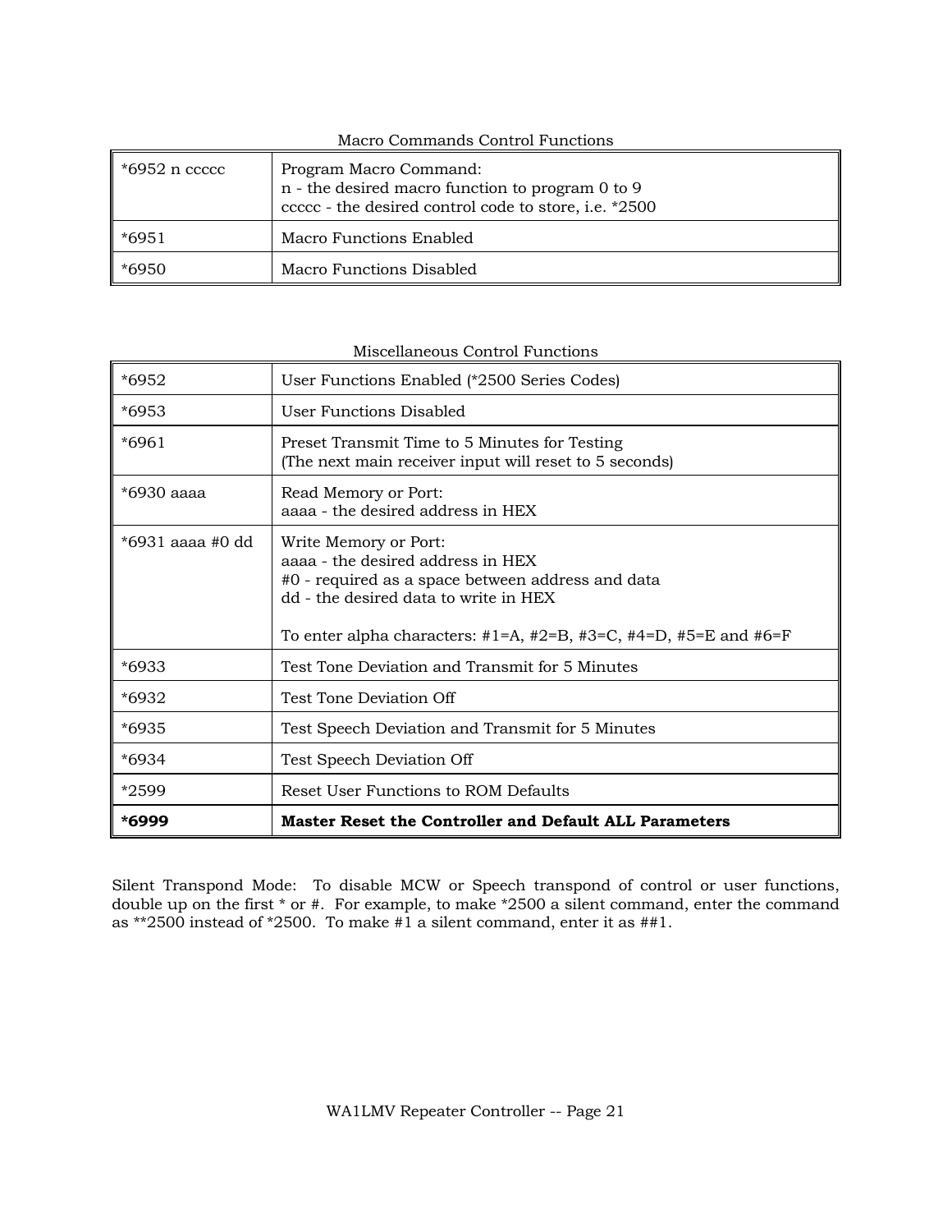Macro Commands Control Functions

| | |
|---|---|
| *6952 n ccccc | Program Macro Command:<br>n - the desired macro function to program 0 to 9<br>ccccc - the desired control code to store, i.e. *2500 |
| *6951 | Macro Functions Enabled |
| *6950 | Macro Functions Disabled |

Miscellaneous Control Functions

| | |
|---|---|
| *6952 | User Functions Enabled (*2500 Series Codes) |
| *6953 | User Functions Disabled |
| *6961 | Preset Transmit Time to 5 Minutes for Testing<br>(The next main receiver input will reset to 5 seconds) |
| *6930 aaaa | Read Memory or Port:<br>aaaa - the desired address in HEX |
| *6931 aaaa #0 dd | Write Memory or Port:<br>aaaa - the desired address in HEX<br>#0 - required as a space between address and data<br>dd - the desired data to write in HEX<br><br>To enter alpha characters: #1=A, #2=B, #3=C, #4=D, #5=E and #6=F |
| *6933 | Test Tone Deviation and Transmit for 5 Minutes |
| *6932 | Test Tone Deviation Off |
| *6935 | Test Speech Deviation and Transmit for 5 Minutes |
| *6934 | Test Speech Deviation Off |
| *2599 | Reset User Functions to ROM Defaults |
| **\*6999** | **Master Reset the Controller and Default ALL Parameters** |

Silent Transpond Mode: To disable MCW or Speech transpond of control or user functions, double up on the first * or #. For example, to make *2500 a silent command, enter the command as **2500 instead of *2500. To make #1 a silent command, enter it as ##1.